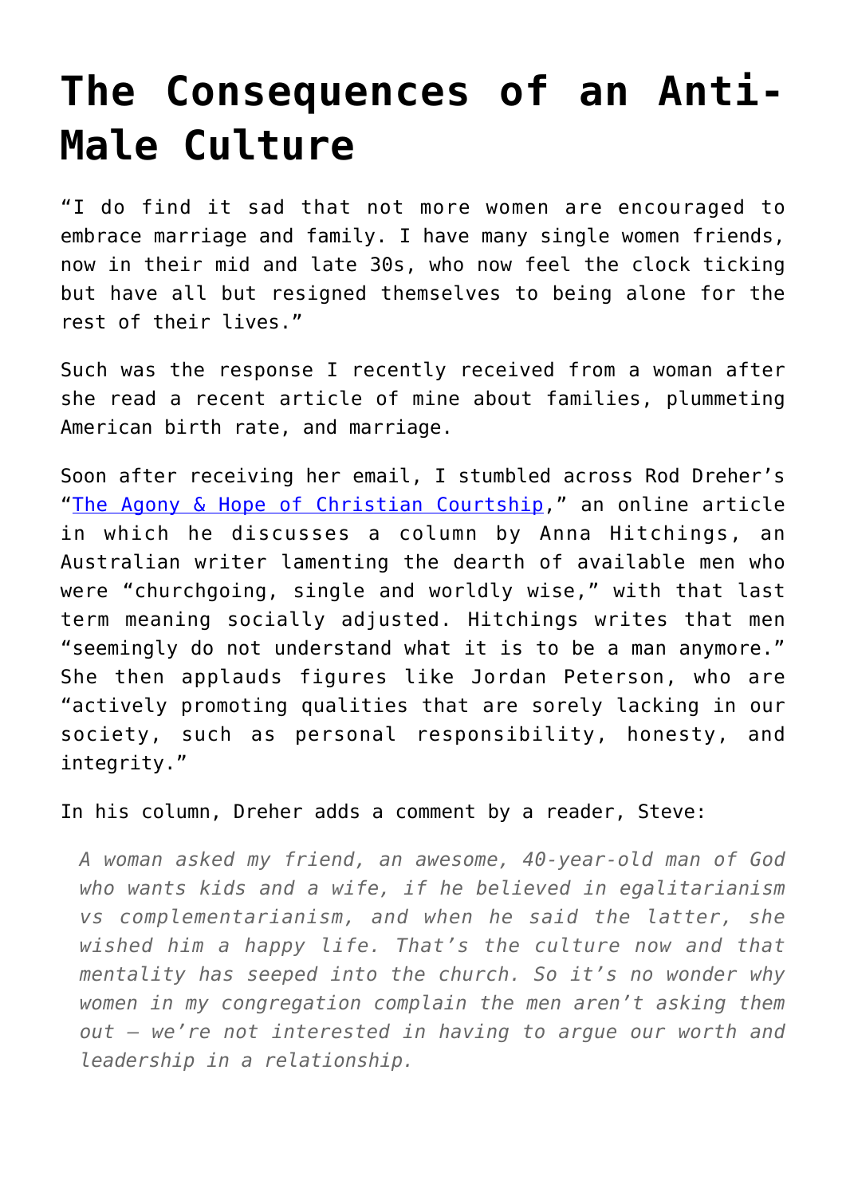# The Consequences of an Anti-Male Culture

"I do find it sad that not more women are encouraged to embrace marriage and family. I have many single women friends, now in their mid and late 30s, who now feel the clock ticking but have all but resigned themselves to being alone for the rest of their lives."

Such was the response I recently received from a woman after she read a recent article of mine about families, plummeting American birth rate, and marriage.

Soon after receiving her email, I stumbled across Rod Dreher's "The Agony & Hope of Christian Courtship," an online article in which he discusses a column by Anna Hitchings, an Australian writer lamenting the dearth of available men who were "churchgoing, single and worldly wise," with that last term meaning socially adjusted. Hitchings writes that men "seemingly do not understand what it is to be a man anymore." She then applauds figures like Jordan Peterson, who are "actively promoting qualities that are sorely lacking in our society, such as personal responsibility, honesty, and integrity."

In his column, Dreher adds a comment by a reader, Steve:

> *A woman asked my friend, an awesome, 40-year-old man of God who wants kids and a wife, if he believed in egalitarianism vs complementarianism, and when he said the latter, she wished him a happy life. That's the culture now and that mentality has seeped into the church. So it's no wonder why women in my congregation complain the men aren't asking them out – we're not interested in having to argue our worth and leadership in a relationship.*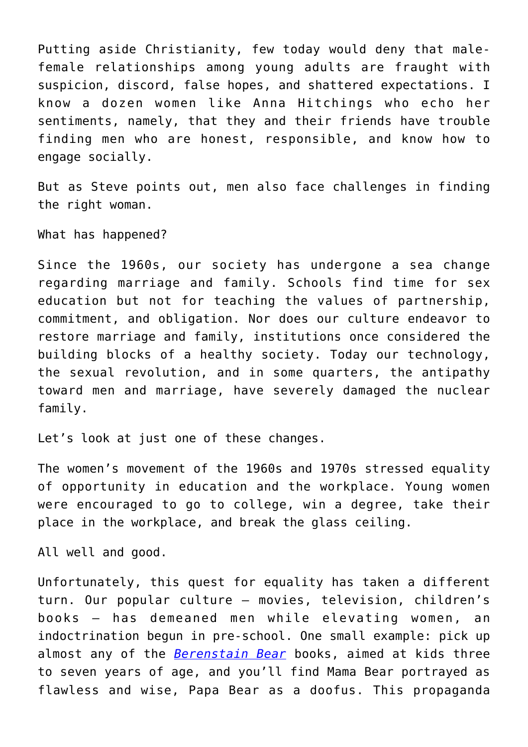Putting aside Christianity, few today would deny that male-female relationships among young adults are fraught with suspicion, discord, false hopes, and shattered expectations. I know a dozen women like Anna Hitchings who echo her sentiments, namely, that they and their friends have trouble finding men who are honest, responsible, and know how to engage socially.

But as Steve points out, men also face challenges in finding the right woman.

What has happened?

Since the 1960s, our society has undergone a sea change regarding marriage and family. Schools find time for sex education but not for teaching the values of partnership, commitment, and obligation. Nor does our culture endeavor to restore marriage and family, institutions once considered the building blocks of a healthy society. Today our technology, the sexual revolution, and in some quarters, the antipathy toward men and marriage, have severely damaged the nuclear family.

Let's look at just one of these changes.

The women's movement of the 1960s and 1970s stressed equality of opportunity in education and the workplace. Young women were encouraged to go to college, win a degree, take their place in the workplace, and break the glass ceiling.

All well and good.

Unfortunately, this quest for equality has taken a different turn. Our popular culture – movies, television, children's books – has demeaned men while elevating women, an indoctrination begun in pre-school. One small example: pick up almost any of the *Berenstain Bear* books, aimed at kids three to seven years of age, and you'll find Mama Bear portrayed as flawless and wise, Papa Bear as a doofus. This propaganda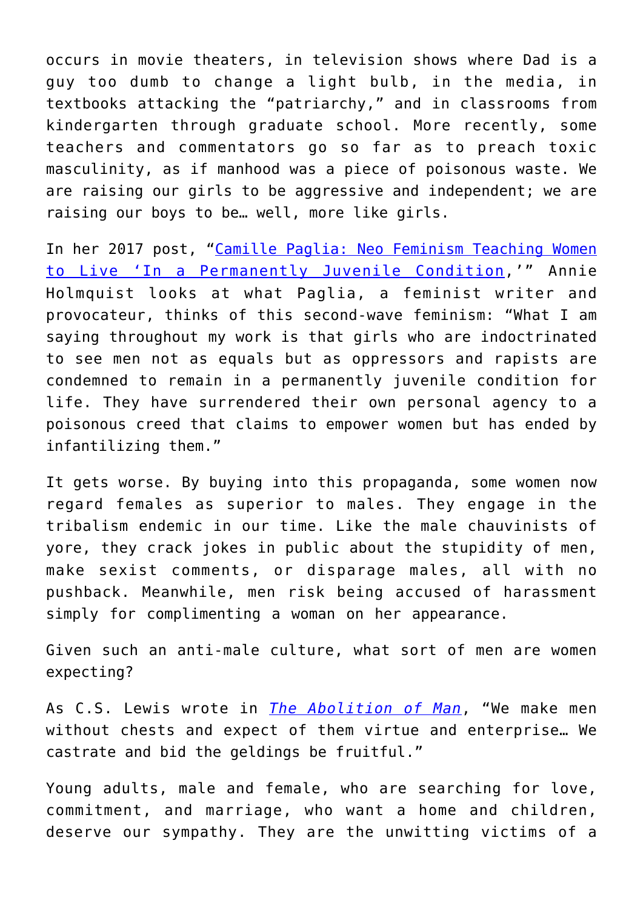occurs in movie theaters, in television shows where Dad is a guy too dumb to change a light bulb, in the media, in textbooks attacking the "patriarchy," and in classrooms from kindergarten through graduate school. More recently, some teachers and commentators go so far as to preach toxic masculinity, as if manhood was a piece of poisonous waste. We are raising our girls to be aggressive and independent; we are raising our boys to be… well, more like girls.

In her 2017 post, "Camille Paglia: Neo Feminism Teaching Women to Live 'In a Permanently Juvenile Condition,'" Annie Holmquist looks at what Paglia, a feminist writer and provocateur, thinks of this second-wave feminism: "What I am saying throughout my work is that girls who are indoctrinated to see men not as equals but as oppressors and rapists are condemned to remain in a permanently juvenile condition for life. They have surrendered their own personal agency to a poisonous creed that claims to empower women but has ended by infantilizing them."

It gets worse. By buying into this propaganda, some women now regard females as superior to males. They engage in the tribalism endemic in our time. Like the male chauvinists of yore, they crack jokes in public about the stupidity of men, make sexist comments, or disparage males, all with no pushback. Meanwhile, men risk being accused of harassment simply for complimenting a woman on her appearance.

Given such an anti-male culture, what sort of men are women expecting?

As C.S. Lewis wrote in *The Abolition of Man*, "We make men without chests and expect of them virtue and enterprise… We castrate and bid the geldings be fruitful."

Young adults, male and female, who are searching for love, commitment, and marriage, who want a home and children, deserve our sympathy. They are the unwitting victims of a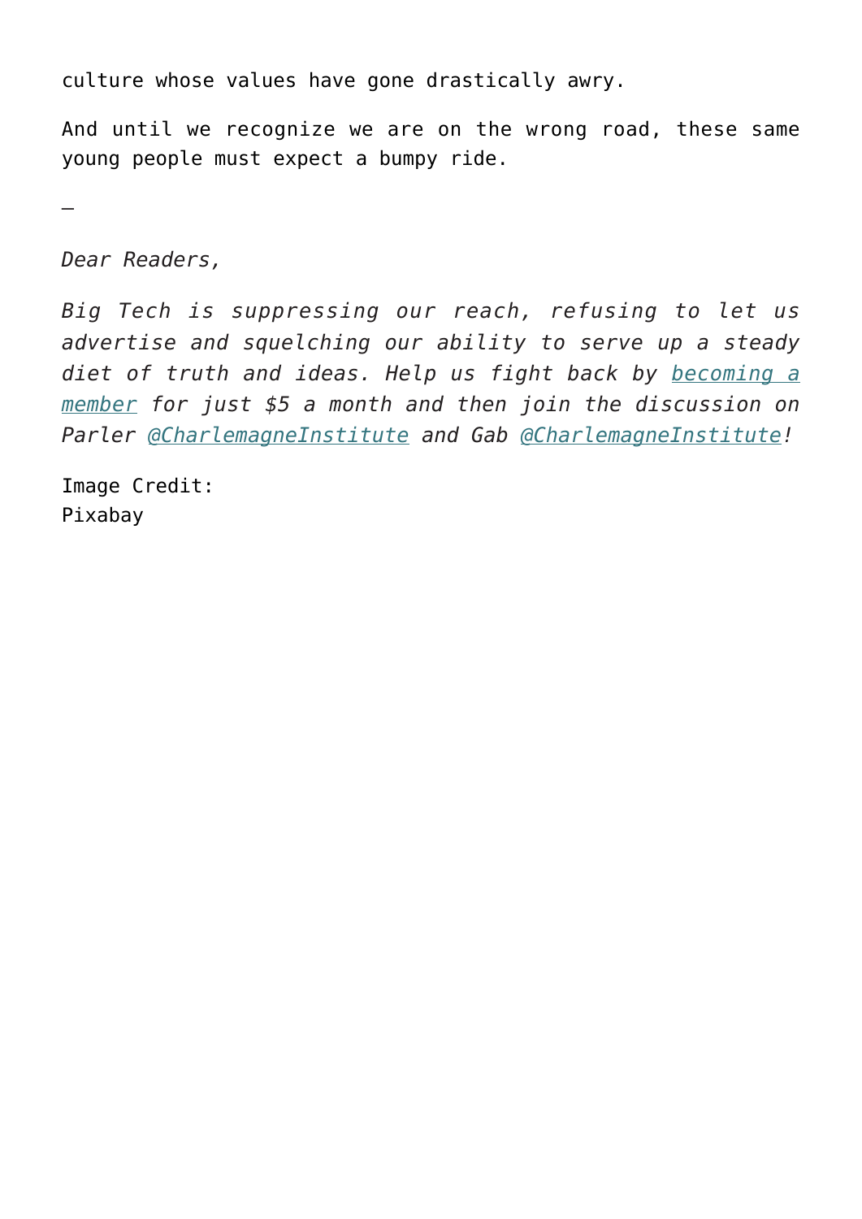culture whose values have gone drastically awry.

And until we recognize we are on the wrong road, these same young people must expect a bumpy ride.

—

*Dear Readers,*

*Big Tech is suppressing our reach, refusing to let us advertise and squelching our ability to serve up a steady diet of truth and ideas. Help us fight back by [becoming a member]() for just $5 a month and then join the discussion on Parler [@CharlemagneInstitute]() and Gab [@CharlemagneInstitute]()!*

Image Credit:
Pixabay